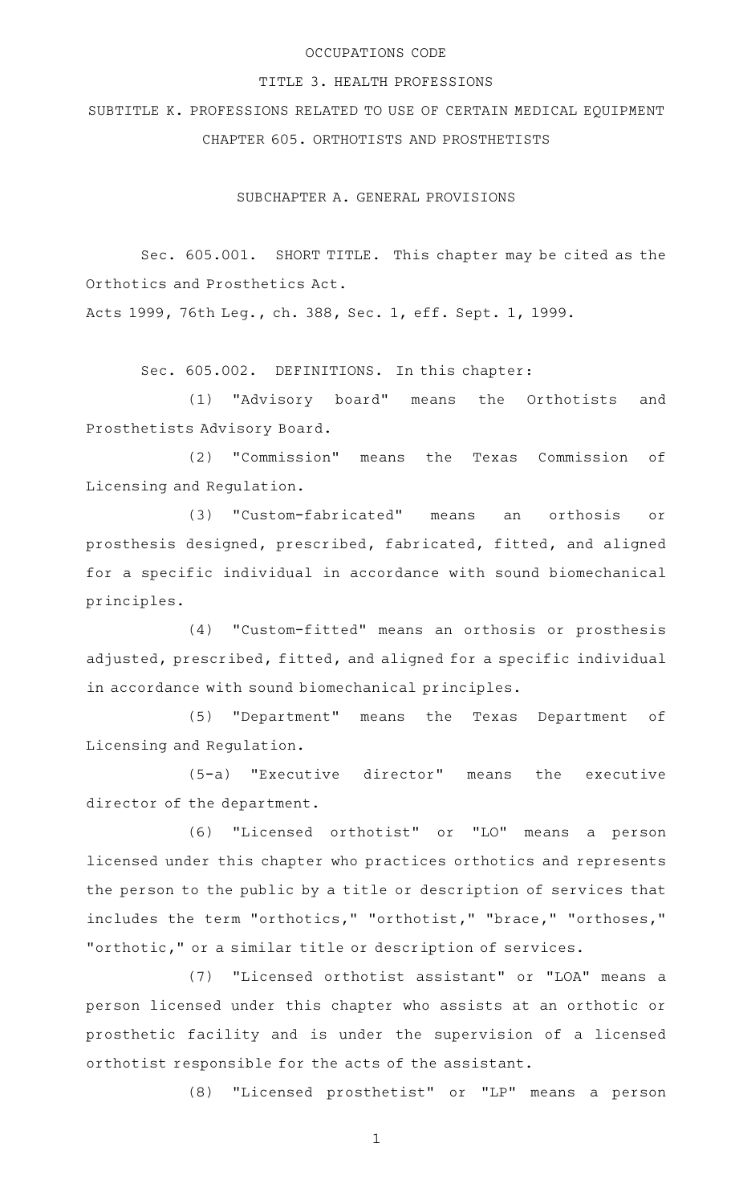# OCCUPATIONS CODE

## TITLE 3. HEALTH PROFESSIONS

## SUBTITLE K. PROFESSIONS RELATED TO USE OF CERTAIN MEDICAL EQUIPMENT

## CHAPTER 605. ORTHOTISTS AND PROSTHETISTS

### SUBCHAPTER A. GENERAL PROVISIONS

Sec. 605.001. SHORT TITLE. This chapter may be cited as the Orthotics and Prosthetics Act.

Acts 1999, 76th Leg., ch. 388, Sec. 1, eff. Sept. 1, 1999.

Sec. 605.002. DEFINITIONS. In this chapter:

(1) "Advisory board" means the Orthotists and Prosthetists Advisory Board.

(2) "Commission" means the Texas Commission of Licensing and Regulation.

(3) "Custom-fabricated" means an orthosis or prosthesis designed, prescribed, fabricated, fitted, and aligned for a specific individual in accordance with sound biomechanical principles.

(4) "Custom-fitted" means an orthosis or prosthesis adjusted, prescribed, fitted, and aligned for a specific individual in accordance with sound biomechanical principles.

(5) "Department" means the Texas Department of Licensing and Regulation.

(5-a) "Executive director" means the executive director of the department.

(6) "Licensed orthotist" or "LO" means a person licensed under this chapter who practices orthotics and represents the person to the public by a title or description of services that includes the term "orthotics," "orthotist," "brace," "orthoses," "orthotic," or a similar title or description of services.

(7) "Licensed orthotist assistant" or "LOA" means a person licensed under this chapter who assists at an orthotic or prosthetic facility and is under the supervision of a licensed orthotist responsible for the acts of the assistant.

(8) "Licensed prosthetist" or "LP" means a person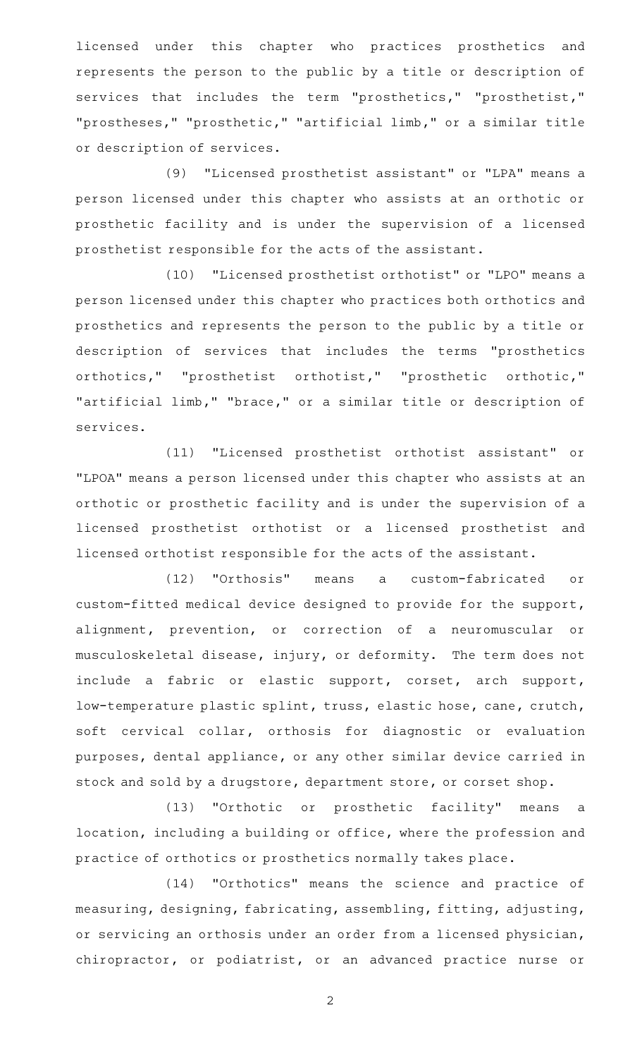licensed under this chapter who practices prosthetics and represents the person to the public by a title or description of services that includes the term "prosthetics," "prosthetist," "prostheses," "prosthetic," "artificial limb," or a similar title or description of services.

(9) "Licensed prosthetist assistant" or "LPA" means a person licensed under this chapter who assists at an orthotic or prosthetic facility and is under the supervision of a licensed prosthetist responsible for the acts of the assistant.

(10) "Licensed prosthetist orthotist" or "LPO" means a person licensed under this chapter who practices both orthotics and prosthetics and represents the person to the public by a title or description of services that includes the terms "prosthetics orthotics," "prosthetist orthotist," "prosthetic orthotic," "artificial limb," "brace," or a similar title or description of services.

(11) "Licensed prosthetist orthotist assistant" or "LPOA" means a person licensed under this chapter who assists at an orthotic or prosthetic facility and is under the supervision of a licensed prosthetist orthotist or a licensed prosthetist and licensed orthotist responsible for the acts of the assistant.

(12) "Orthosis" means a custom-fabricated or custom-fitted medical device designed to provide for the support, alignment, prevention, or correction of a neuromuscular or musculoskeletal disease, injury, or deformity. The term does not include a fabric or elastic support, corset, arch support, low-temperature plastic splint, truss, elastic hose, cane, crutch, soft cervical collar, orthosis for diagnostic or evaluation purposes, dental appliance, or any other similar device carried in stock and sold by a drugstore, department store, or corset shop.

(13) "Orthotic or prosthetic facility" means a location, including a building or office, where the profession and practice of orthotics or prosthetics normally takes place.

(14) "Orthotics" means the science and practice of measuring, designing, fabricating, assembling, fitting, adjusting, or servicing an orthosis under an order from a licensed physician, chiropractor, or podiatrist, or an advanced practice nurse or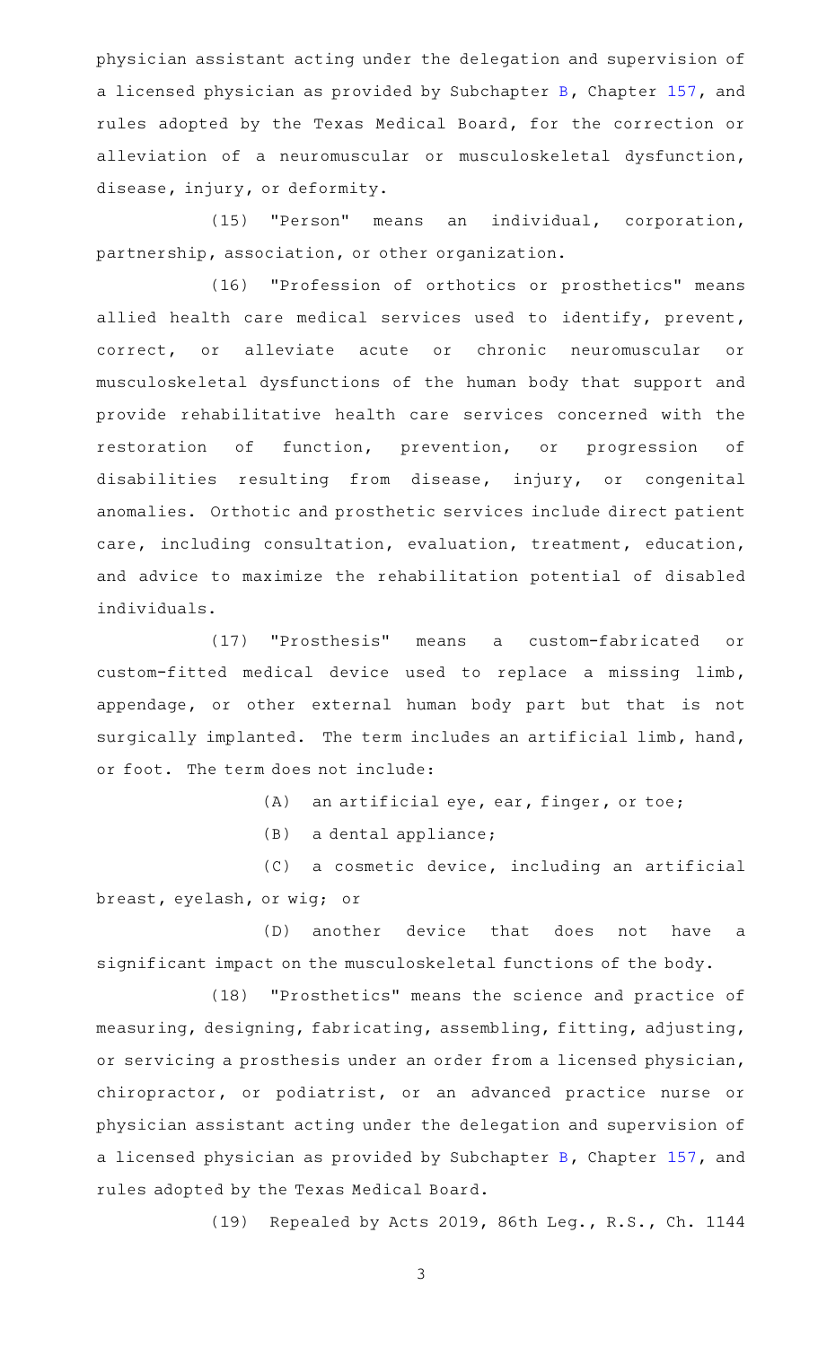physician assistant acting under the delegation and supervision of a licensed physician as provided by Subchapter B, Chapter 157, and rules adopted by the Texas Medical Board, for the correction or alleviation of a neuromuscular or musculoskeletal dysfunction, disease, injury, or deformity.

(15) "Person" means an individual, corporation, partnership, association, or other organization.

(16) "Profession of orthotics or prosthetics" means allied health care medical services used to identify, prevent, correct, or alleviate acute or chronic neuromuscular or musculoskeletal dysfunctions of the human body that support and provide rehabilitative health care services concerned with the restoration of function, prevention, or progression of disabilities resulting from disease, injury, or congenital anomalies. Orthotic and prosthetic services include direct patient care, including consultation, evaluation, treatment, education, and advice to maximize the rehabilitation potential of disabled individuals.

(17) "Prosthesis" means a custom-fabricated or custom-fitted medical device used to replace a missing limb, appendage, or other external human body part but that is not surgically implanted. The term includes an artificial limb, hand, or foot. The term does not include:

(A) an artificial eye, ear, finger, or toe;

(B) a dental appliance;

(C) a cosmetic device, including an artificial breast, eyelash, or wig; or

(D) another device that does not have a significant impact on the musculoskeletal functions of the body.

(18) "Prosthetics" means the science and practice of measuring, designing, fabricating, assembling, fitting, adjusting, or servicing a prosthesis under an order from a licensed physician, chiropractor, or podiatrist, or an advanced practice nurse or physician assistant acting under the delegation and supervision of a licensed physician as provided by Subchapter B, Chapter 157, and rules adopted by the Texas Medical Board.

(19) Repealed by Acts 2019, 86th Leg., R.S., Ch. 1144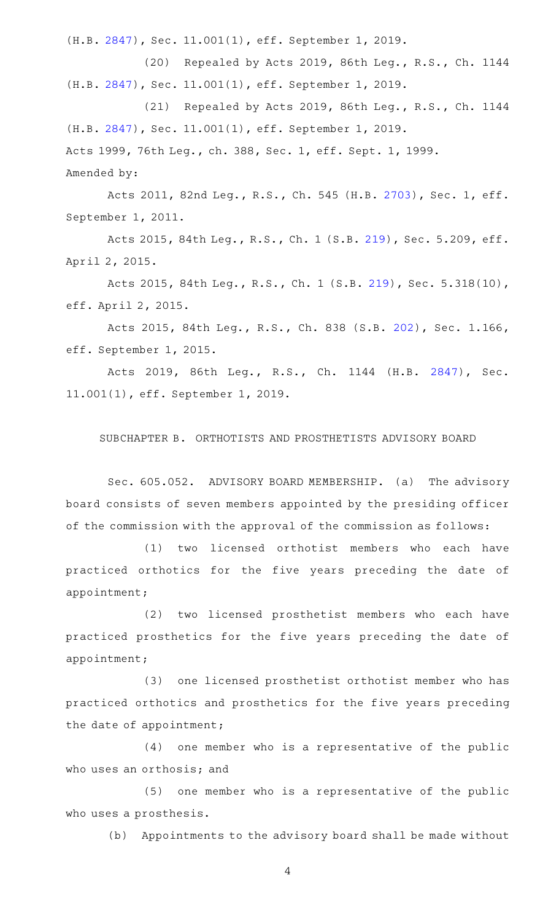(H.B. 2847), Sec. 11.001(1), eff. September 1, 2019.

(20) Repealed by Acts 2019, 86th Leg., R.S., Ch. 1144 (H.B. 2847), Sec. 11.001(1), eff. September 1, 2019.

(21) Repealed by Acts 2019, 86th Leg., R.S., Ch. 1144 (H.B. 2847), Sec. 11.001(1), eff. September 1, 2019.

Acts 1999, 76th Leg., ch. 388, Sec. 1, eff. Sept. 1, 1999.

Amended by:

Acts 2011, 82nd Leg., R.S., Ch. 545 (H.B. 2703), Sec. 1, eff. September 1, 2011.

Acts 2015, 84th Leg., R.S., Ch. 1 (S.B. 219), Sec. 5.209, eff. April 2, 2015.

Acts 2015, 84th Leg., R.S., Ch. 1 (S.B. 219), Sec. 5.318(10), eff. April 2, 2015.

Acts 2015, 84th Leg., R.S., Ch. 838 (S.B. 202), Sec. 1.166, eff. September 1, 2015.

Acts 2019, 86th Leg., R.S., Ch. 1144 (H.B. 2847), Sec. 11.001(1), eff. September 1, 2019.

## SUBCHAPTER B. ORTHOTISTS AND PROSTHETISTS ADVISORY BOARD

Sec. 605.052. ADVISORY BOARD MEMBERSHIP. (a) The advisory board consists of seven members appointed by the presiding officer of the commission with the approval of the commission as follows:

(1) two licensed orthotist members who each have practiced orthotics for the five years preceding the date of appointment;

(2) two licensed prosthetist members who each have practiced prosthetics for the five years preceding the date of appointment;

(3) one licensed prosthetist orthotist member who has practiced orthotics and prosthetics for the five years preceding the date of appointment;

(4) one member who is a representative of the public who uses an orthosis; and

(5) one member who is a representative of the public who uses a prosthesis.

(b) Appointments to the advisory board shall be made without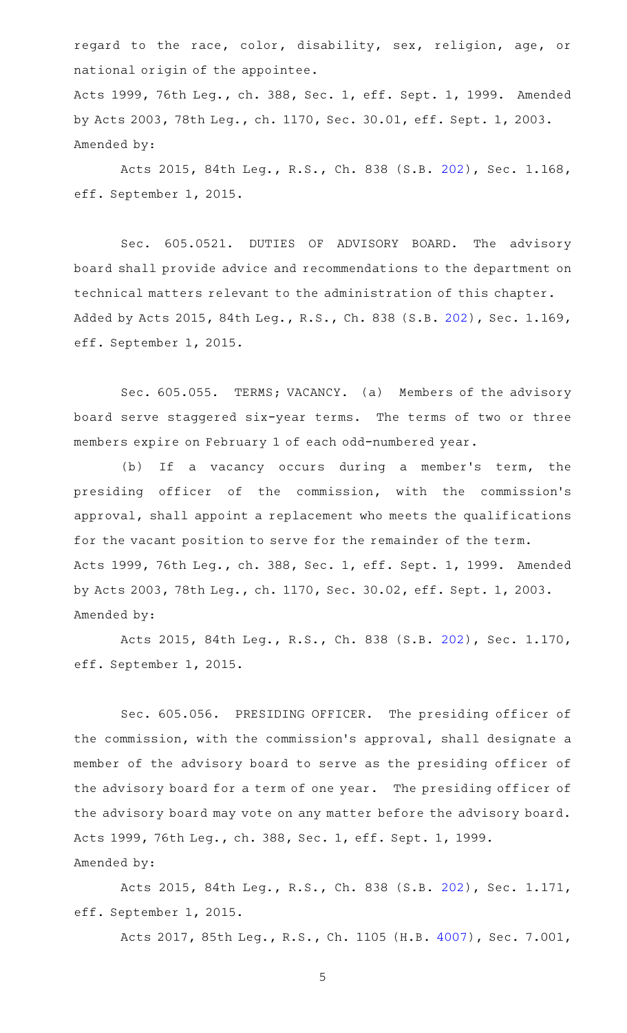regard to the race, color, disability, sex, religion, age, or national origin of the appointee.

Acts 1999, 76th Leg., ch. 388, Sec. 1, eff. Sept. 1, 1999. Amended by Acts 2003, 78th Leg., ch. 1170, Sec. 30.01, eff. Sept. 1, 2003.
Amended by:

Acts 2015, 84th Leg., R.S., Ch. 838 (S.B. 202), Sec. 1.168, eff. September 1, 2015.

Sec. 605.0521. DUTIES OF ADVISORY BOARD. The advisory board shall provide advice and recommendations to the department on technical matters relevant to the administration of this chapter.

Added by Acts 2015, 84th Leg., R.S., Ch. 838 (S.B. 202), Sec. 1.169, eff. September 1, 2015.

Sec. 605.055. TERMS; VACANCY. (a) Members of the advisory board serve staggered six-year terms. The terms of two or three members expire on February 1 of each odd-numbered year.

(b) If a vacancy occurs during a member's term, the presiding officer of the commission, with the commission's approval, shall appoint a replacement who meets the qualifications for the vacant position to serve for the remainder of the term.

Acts 1999, 76th Leg., ch. 388, Sec. 1, eff. Sept. 1, 1999. Amended by Acts 2003, 78th Leg., ch. 1170, Sec. 30.02, eff. Sept. 1, 2003.
Amended by:

Acts 2015, 84th Leg., R.S., Ch. 838 (S.B. 202), Sec. 1.170, eff. September 1, 2015.

Sec. 605.056. PRESIDING OFFICER. The presiding officer of the commission, with the commission's approval, shall designate a member of the advisory board to serve as the presiding officer of the advisory board for a term of one year. The presiding officer of the advisory board may vote on any matter before the advisory board.

Acts 1999, 76th Leg., ch. 388, Sec. 1, eff. Sept. 1, 1999.
Amended by:

Acts 2015, 84th Leg., R.S., Ch. 838 (S.B. 202), Sec. 1.171, eff. September 1, 2015.

Acts 2017, 85th Leg., R.S., Ch. 1105 (H.B. 4007), Sec. 7.001,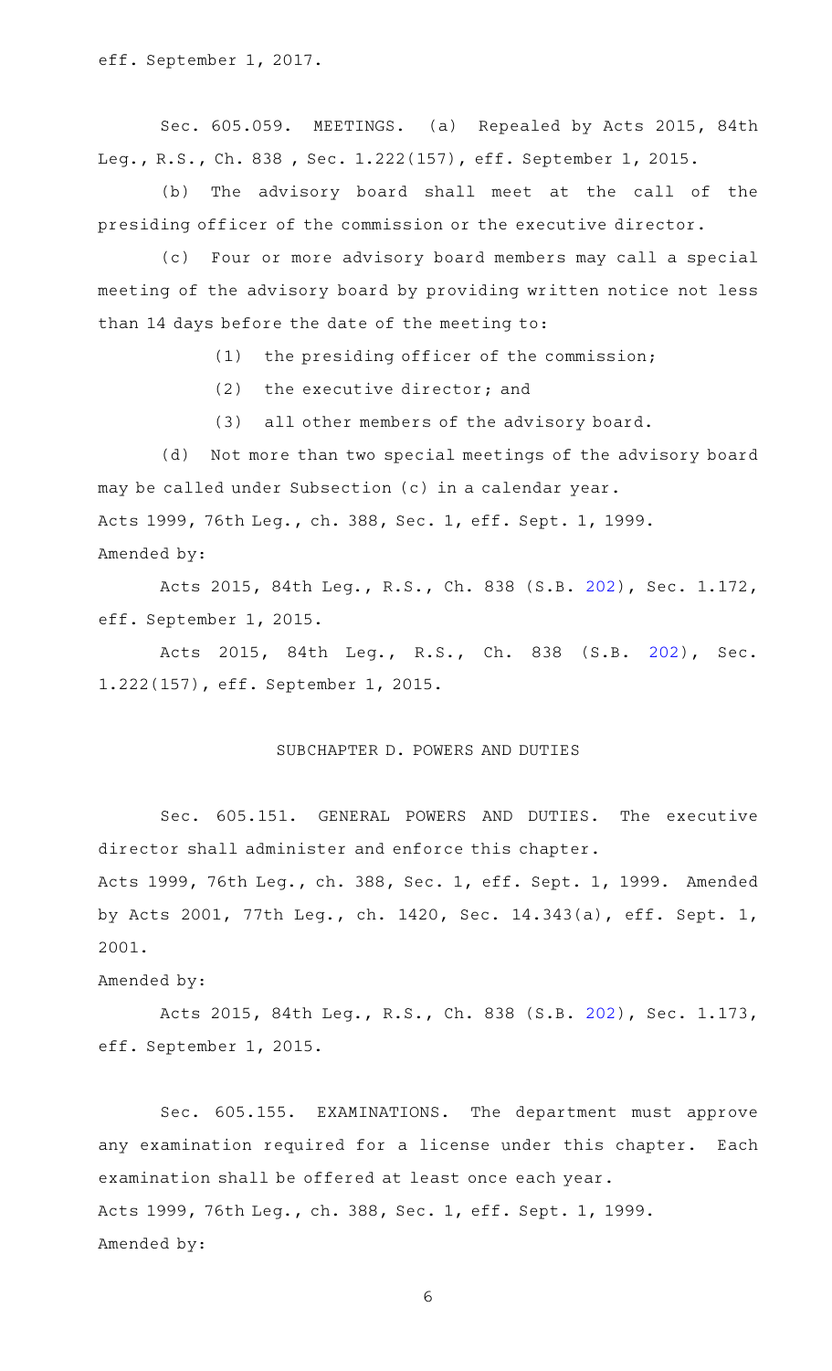eff. September 1, 2017.

Sec. 605.059. MEETINGS. (a) Repealed by Acts 2015, 84th Leg., R.S., Ch. 838 , Sec. 1.222(157), eff. September 1, 2015.

(b) The advisory board shall meet at the call of the presiding officer of the commission or the executive director.

(c) Four or more advisory board members may call a special meeting of the advisory board by providing written notice not less than 14 days before the date of the meeting to:

(1) the presiding officer of the commission;

(2) the executive director; and

(3) all other members of the advisory board.

(d) Not more than two special meetings of the advisory board may be called under Subsection (c) in a calendar year.

Acts 1999, 76th Leg., ch. 388, Sec. 1, eff. Sept. 1, 1999.

Amended by:

Acts 2015, 84th Leg., R.S., Ch. 838 (S.B. 202), Sec. 1.172, eff. September 1, 2015.

Acts 2015, 84th Leg., R.S., Ch. 838 (S.B. 202), Sec. 1.222(157), eff. September 1, 2015.

## SUBCHAPTER D. POWERS AND DUTIES

Sec. 605.151. GENERAL POWERS AND DUTIES. The executive director shall administer and enforce this chapter.

Acts 1999, 76th Leg., ch. 388, Sec. 1, eff. Sept. 1, 1999. Amended by Acts 2001, 77th Leg., ch. 1420, Sec. 14.343(a), eff. Sept. 1, 2001.

Amended by:

Acts 2015, 84th Leg., R.S., Ch. 838 (S.B. 202), Sec. 1.173, eff. September 1, 2015.

Sec. 605.155. EXAMINATIONS. The department must approve any examination required for a license under this chapter. Each examination shall be offered at least once each year.

Acts 1999, 76th Leg., ch. 388, Sec. 1, eff. Sept. 1, 1999.

Amended by: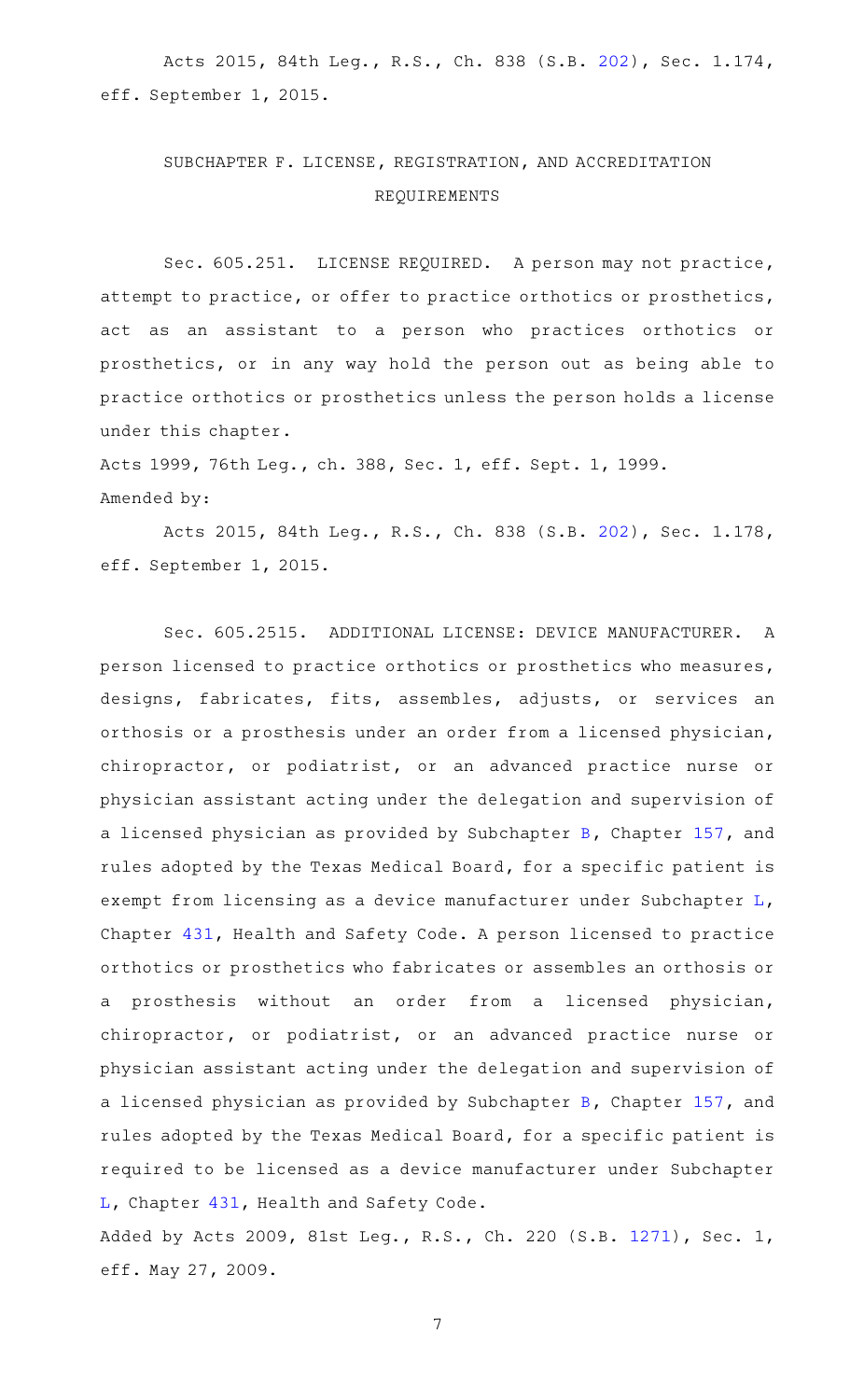Acts 2015, 84th Leg., R.S., Ch. 838 (S.B. 202), Sec. 1.174, eff. September 1, 2015.

## SUBCHAPTER F. LICENSE, REGISTRATION, AND ACCREDITATION REQUIREMENTS

Sec. 605.251. LICENSE REQUIRED. A person may not practice, attempt to practice, or offer to practice orthotics or prosthetics, act as an assistant to a person who practices orthotics or prosthetics, or in any way hold the person out as being able to practice orthotics or prosthetics unless the person holds a license under this chapter.

Acts 1999, 76th Leg., ch. 388, Sec. 1, eff. Sept. 1, 1999.
Amended by:

Acts 2015, 84th Leg., R.S., Ch. 838 (S.B. 202), Sec. 1.178, eff. September 1, 2015.

Sec. 605.2515. ADDITIONAL LICENSE: DEVICE MANUFACTURER. A person licensed to practice orthotics or prosthetics who measures, designs, fabricates, fits, assembles, adjusts, or services an orthosis or a prosthesis under an order from a licensed physician, chiropractor, or podiatrist, or an advanced practice nurse or physician assistant acting under the delegation and supervision of a licensed physician as provided by Subchapter B, Chapter 157, and rules adopted by the Texas Medical Board, for a specific patient is exempt from licensing as a device manufacturer under Subchapter L, Chapter 431, Health and Safety Code. A person licensed to practice orthotics or prosthetics who fabricates or assembles an orthosis or a prosthesis without an order from a licensed physician, chiropractor, or podiatrist, or an advanced practice nurse or physician assistant acting under the delegation and supervision of a licensed physician as provided by Subchapter B, Chapter 157, and rules adopted by the Texas Medical Board, for a specific patient is required to be licensed as a device manufacturer under Subchapter L, Chapter 431, Health and Safety Code.

Added by Acts 2009, 81st Leg., R.S., Ch. 220 (S.B. 1271), Sec. 1, eff. May 27, 2009.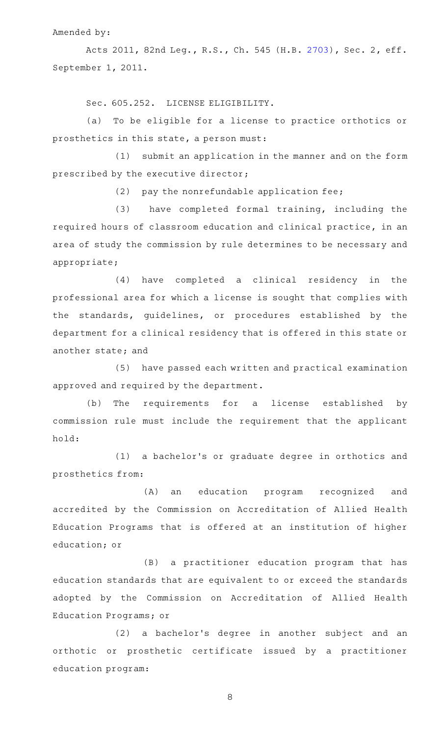Amended by:

Acts 2011, 82nd Leg., R.S., Ch. 545 (H.B. 2703), Sec. 2, eff. September 1, 2011.

Sec. 605.252. LICENSE ELIGIBILITY.

(a) To be eligible for a license to practice orthotics or prosthetics in this state, a person must:

(1) submit an application in the manner and on the form prescribed by the executive director;

(2) pay the nonrefundable application fee;

(3) have completed formal training, including the required hours of classroom education and clinical practice, in an area of study the commission by rule determines to be necessary and appropriate;

(4) have completed a clinical residency in the professional area for which a license is sought that complies with the standards, guidelines, or procedures established by the department for a clinical residency that is offered in this state or another state; and

(5) have passed each written and practical examination approved and required by the department.

(b) The requirements for a license established by commission rule must include the requirement that the applicant hold:

(1) a bachelor's or graduate degree in orthotics and prosthetics from:

(A) an education program recognized and accredited by the Commission on Accreditation of Allied Health Education Programs that is offered at an institution of higher education; or

(B) a practitioner education program that has education standards that are equivalent to or exceed the standards adopted by the Commission on Accreditation of Allied Health Education Programs; or

(2) a bachelor's degree in another subject and an orthotic or prosthetic certificate issued by a practitioner education program: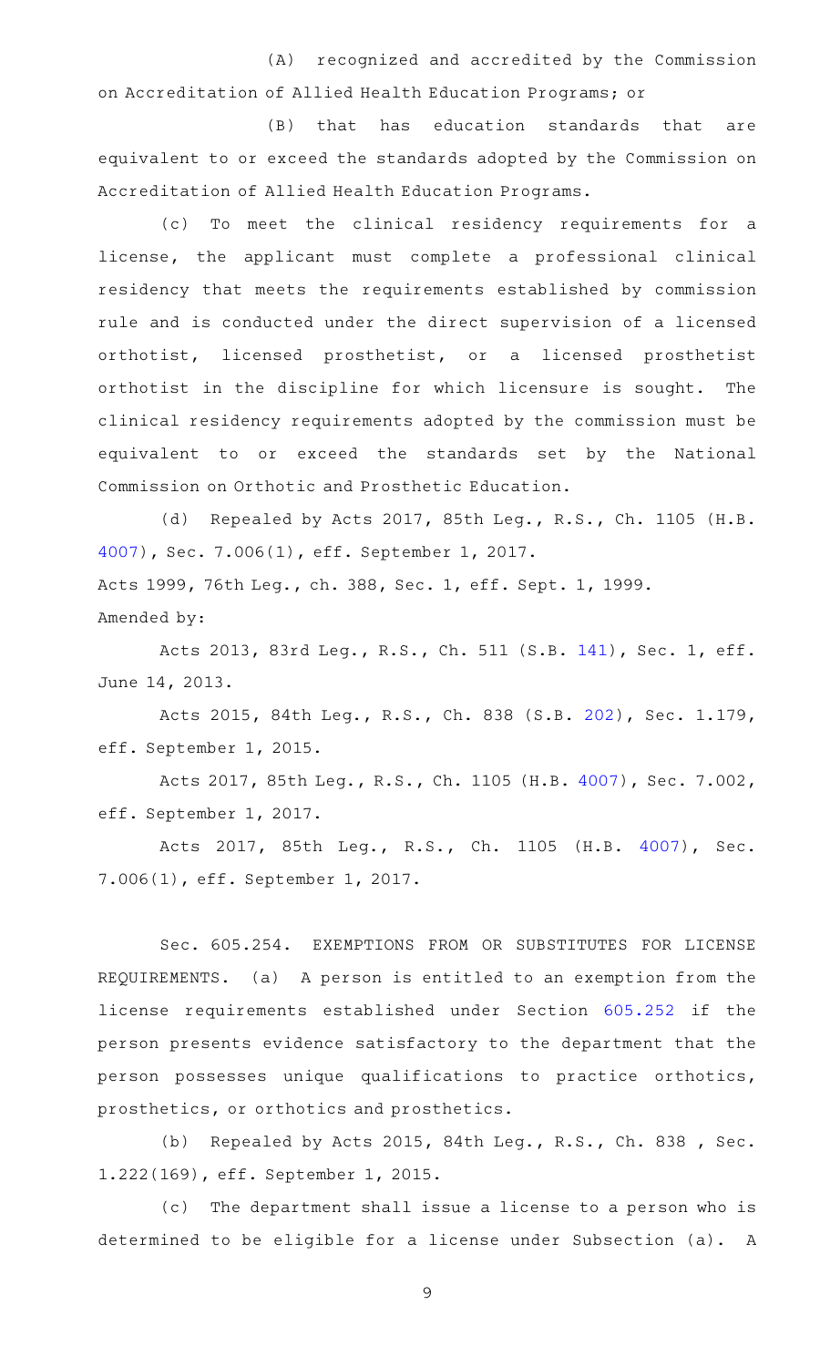(A) recognized and accredited by the Commission on Accreditation of Allied Health Education Programs; or

(B) that has education standards that are equivalent to or exceed the standards adopted by the Commission on Accreditation of Allied Health Education Programs.

(c) To meet the clinical residency requirements for a license, the applicant must complete a professional clinical residency that meets the requirements established by commission rule and is conducted under the direct supervision of a licensed orthotist, licensed prosthetist, or a licensed prosthetist orthotist in the discipline for which licensure is sought. The clinical residency requirements adopted by the commission must be equivalent to or exceed the standards set by the National Commission on Orthotic and Prosthetic Education.

(d) Repealed by Acts 2017, 85th Leg., R.S., Ch. 1105 (H.B. 4007), Sec. 7.006(1), eff. September 1, 2017.

Acts 1999, 76th Leg., ch. 388, Sec. 1, eff. Sept. 1, 1999.

Amended by:

Acts 2013, 83rd Leg., R.S., Ch. 511 (S.B. 141), Sec. 1, eff. June 14, 2013.

Acts 2015, 84th Leg., R.S., Ch. 838 (S.B. 202), Sec. 1.179, eff. September 1, 2015.

Acts 2017, 85th Leg., R.S., Ch. 1105 (H.B. 4007), Sec. 7.002, eff. September 1, 2017.

Acts 2017, 85th Leg., R.S., Ch. 1105 (H.B. 4007), Sec. 7.006(1), eff. September 1, 2017.

Sec. 605.254. EXEMPTIONS FROM OR SUBSTITUTES FOR LICENSE REQUIREMENTS. (a) A person is entitled to an exemption from the license requirements established under Section 605.252 if the person presents evidence satisfactory to the department that the person possesses unique qualifications to practice orthotics, prosthetics, or orthotics and prosthetics.

(b) Repealed by Acts 2015, 84th Leg., R.S., Ch. 838 , Sec. 1.222(169), eff. September 1, 2015.

(c) The department shall issue a license to a person who is determined to be eligible for a license under Subsection (a). A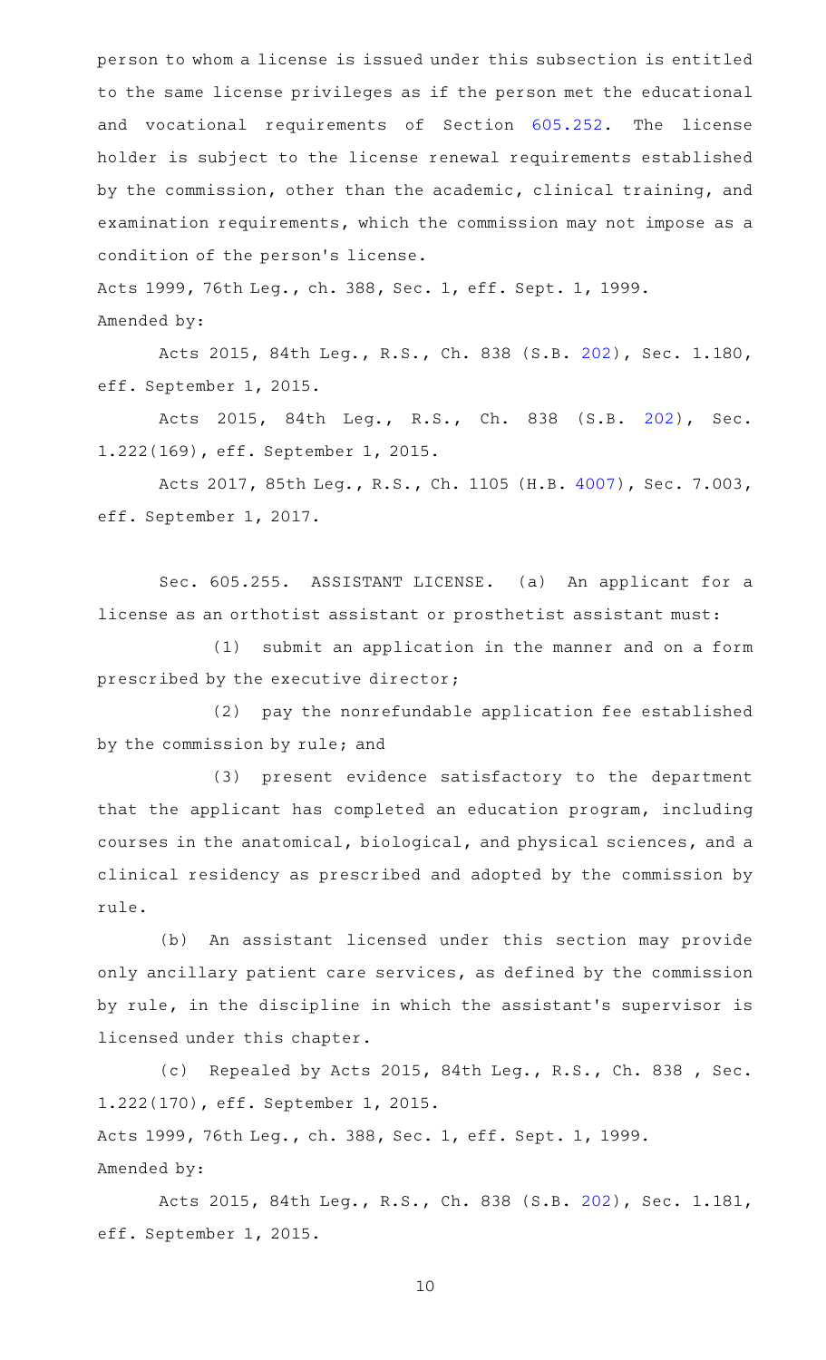person to whom a license is issued under this subsection is entitled to the same license privileges as if the person met the educational and vocational requirements of Section 605.252. The license holder is subject to the license renewal requirements established by the commission, other than the academic, clinical training, and examination requirements, which the commission may not impose as a condition of the person's license.

Acts 1999, 76th Leg., ch. 388, Sec. 1, eff. Sept. 1, 1999.

Amended by:

Acts 2015, 84th Leg., R.S., Ch. 838 (S.B. 202), Sec. 1.180, eff. September 1, 2015.

Acts 2015, 84th Leg., R.S., Ch. 838 (S.B. 202), Sec. 1.222(169), eff. September 1, 2015.

Acts 2017, 85th Leg., R.S., Ch. 1105 (H.B. 4007), Sec. 7.003, eff. September 1, 2017.

Sec. 605.255. ASSISTANT LICENSE. (a) An applicant for a license as an orthotist assistant or prosthetist assistant must:

(1) submit an application in the manner and on a form prescribed by the executive director;

(2) pay the nonrefundable application fee established by the commission by rule; and

(3) present evidence satisfactory to the department that the applicant has completed an education program, including courses in the anatomical, biological, and physical sciences, and a clinical residency as prescribed and adopted by the commission by rule.

(b) An assistant licensed under this section may provide only ancillary patient care services, as defined by the commission by rule, in the discipline in which the assistant's supervisor is licensed under this chapter.

(c) Repealed by Acts 2015, 84th Leg., R.S., Ch. 838 , Sec. 1.222(170), eff. September 1, 2015.

Acts 1999, 76th Leg., ch. 388, Sec. 1, eff. Sept. 1, 1999.

Amended by:

Acts 2015, 84th Leg., R.S., Ch. 838 (S.B. 202), Sec. 1.181, eff. September 1, 2015.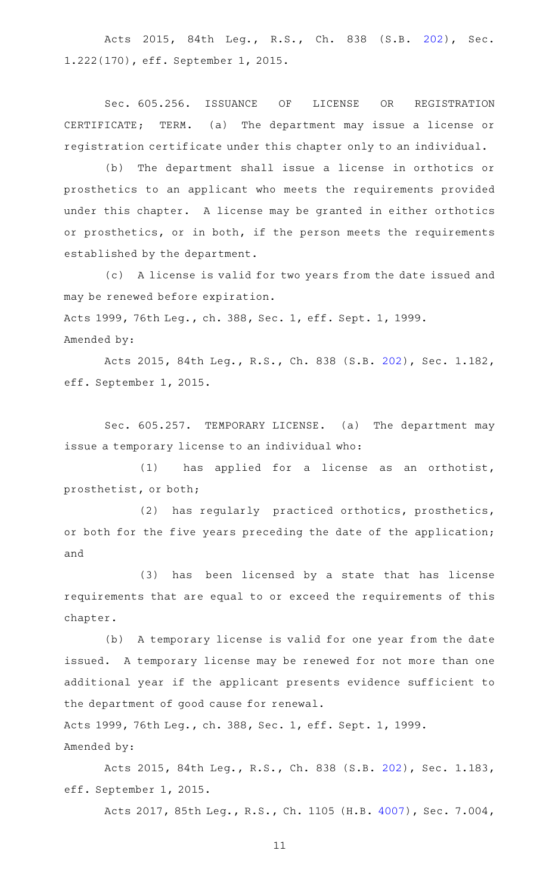Acts 2015, 84th Leg., R.S., Ch. 838 (S.B. 202), Sec. 1.222(170), eff. September 1, 2015.

Sec. 605.256. ISSUANCE OF LICENSE OR REGISTRATION CERTIFICATE; TERM. (a) The department may issue a license or registration certificate under this chapter only to an individual.

(b) The department shall issue a license in orthotics or prosthetics to an applicant who meets the requirements provided under this chapter. A license may be granted in either orthotics or prosthetics, or in both, if the person meets the requirements established by the department.

(c) A license is valid for two years from the date issued and may be renewed before expiration.

Acts 1999, 76th Leg., ch. 388, Sec. 1, eff. Sept. 1, 1999.

Amended by:

Acts 2015, 84th Leg., R.S., Ch. 838 (S.B. 202), Sec. 1.182, eff. September 1, 2015.

Sec. 605.257. TEMPORARY LICENSE. (a) The department may issue a temporary license to an individual who:

(1) has applied for a license as an orthotist, prosthetist, or both;

(2) has regularly practiced orthotics, prosthetics, or both for the five years preceding the date of the application; and

(3) has been licensed by a state that has license requirements that are equal to or exceed the requirements of this chapter.

(b) A temporary license is valid for one year from the date issued. A temporary license may be renewed for not more than one additional year if the applicant presents evidence sufficient to the department of good cause for renewal.

Acts 1999, 76th Leg., ch. 388, Sec. 1, eff. Sept. 1, 1999.

Amended by:

Acts 2015, 84th Leg., R.S., Ch. 838 (S.B. 202), Sec. 1.183, eff. September 1, 2015.

Acts 2017, 85th Leg., R.S., Ch. 1105 (H.B. 4007), Sec. 7.004,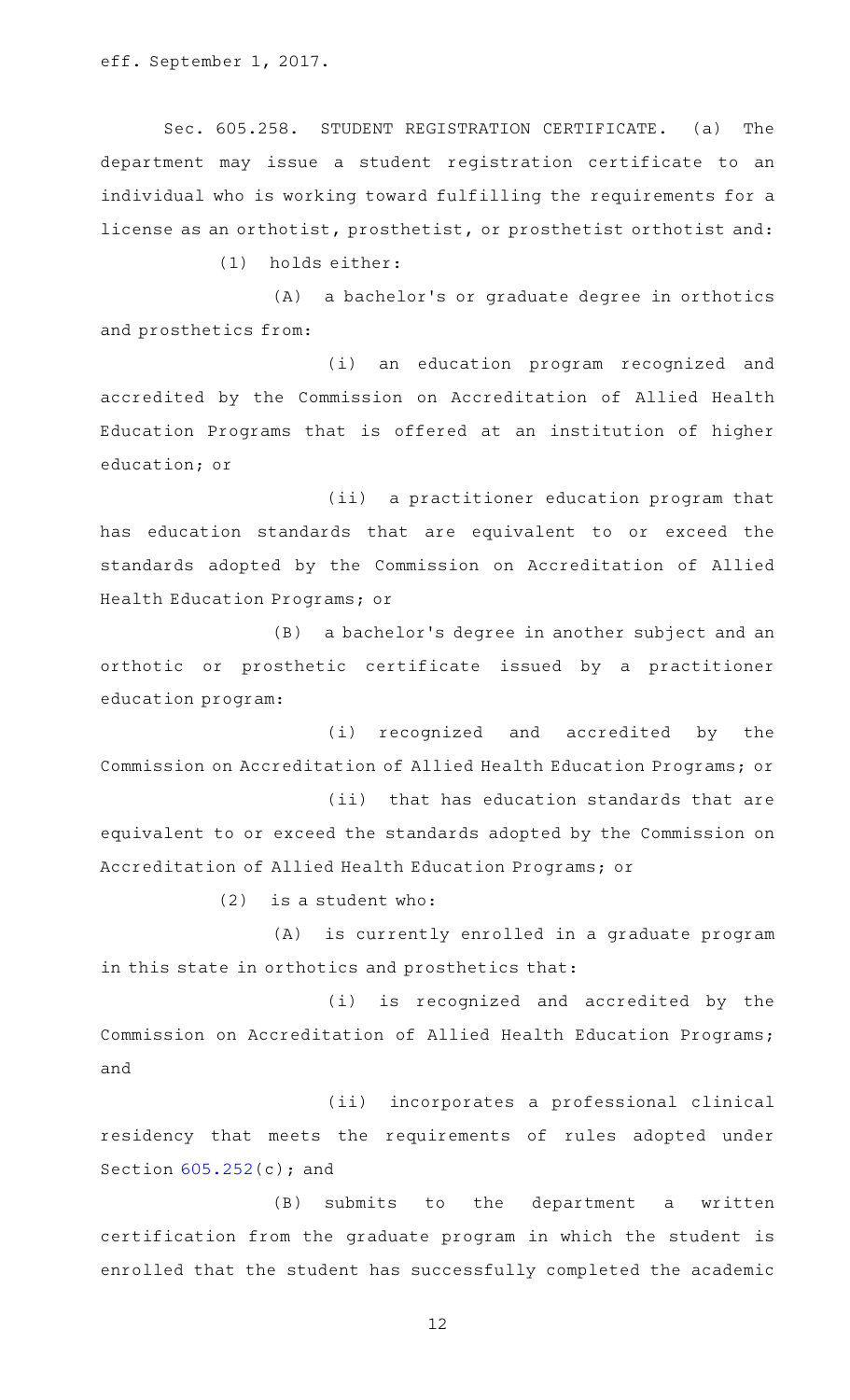eff. September 1, 2017.

Sec. 605.258. STUDENT REGISTRATION CERTIFICATE. (a) The department may issue a student registration certificate to an individual who is working toward fulfilling the requirements for a license as an orthotist, prosthetist, or prosthetist orthotist and:

(1) holds either:

(A) a bachelor's or graduate degree in orthotics and prosthetics from:

(i) an education program recognized and accredited by the Commission on Accreditation of Allied Health Education Programs that is offered at an institution of higher education; or

(ii) a practitioner education program that has education standards that are equivalent to or exceed the standards adopted by the Commission on Accreditation of Allied Health Education Programs; or

(B) a bachelor's degree in another subject and an orthotic or prosthetic certificate issued by a practitioner education program:

(i) recognized and accredited by the Commission on Accreditation of Allied Health Education Programs; or

(ii) that has education standards that are equivalent to or exceed the standards adopted by the Commission on Accreditation of Allied Health Education Programs; or

(2) is a student who:

(A) is currently enrolled in a graduate program in this state in orthotics and prosthetics that:

(i) is recognized and accredited by the Commission on Accreditation of Allied Health Education Programs; and

(ii) incorporates a professional clinical residency that meets the requirements of rules adopted under Section 605.252(c); and

(B) submits to the department a written certification from the graduate program in which the student is enrolled that the student has successfully completed the academic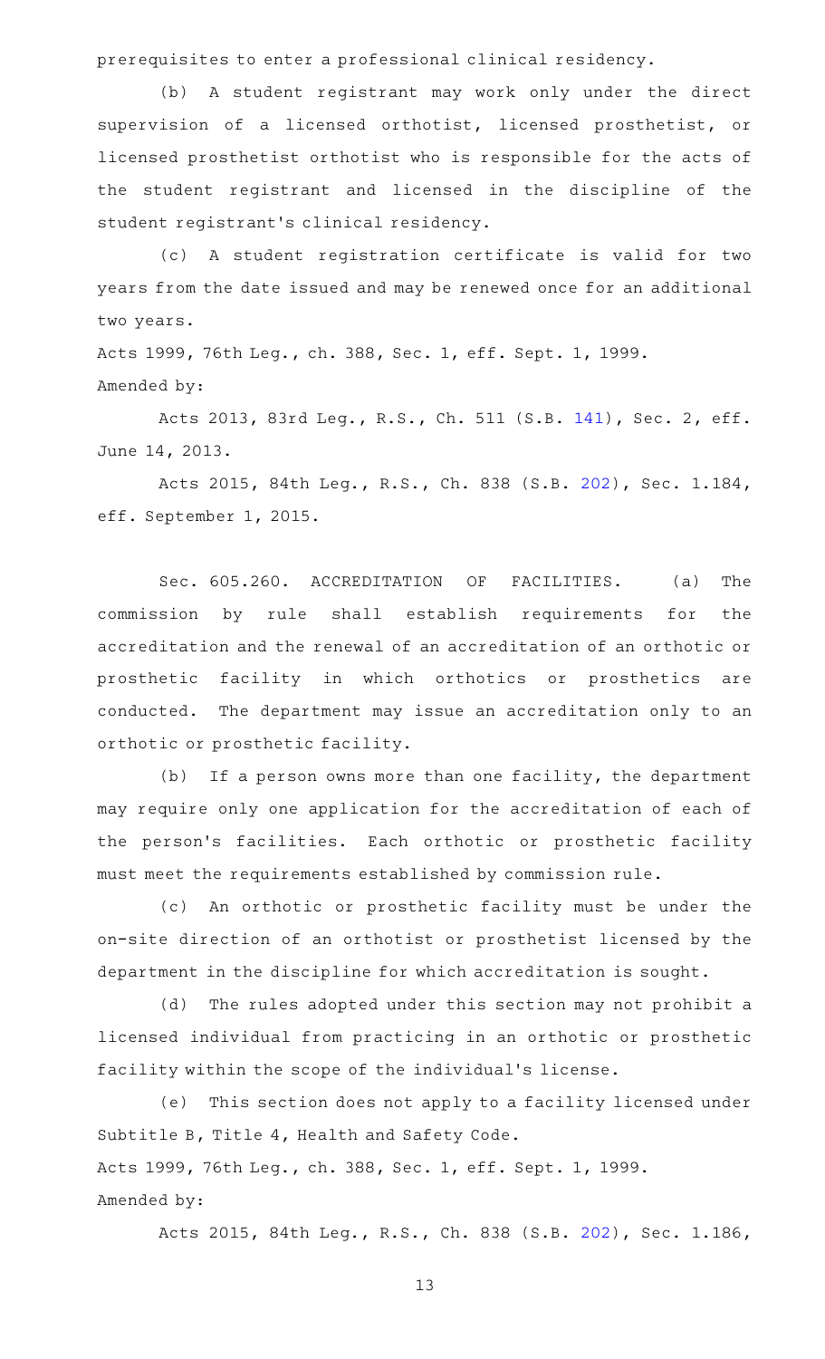prerequisites to enter a professional clinical residency.

(b) A student registrant may work only under the direct supervision of a licensed orthotist, licensed prosthetist, or licensed prosthetist orthotist who is responsible for the acts of the student registrant and licensed in the discipline of the student registrant's clinical residency.

(c) A student registration certificate is valid for two years from the date issued and may be renewed once for an additional two years.

Acts 1999, 76th Leg., ch. 388, Sec. 1, eff. Sept. 1, 1999.
Amended by:

Acts 2013, 83rd Leg., R.S., Ch. 511 (S.B. 141), Sec. 2, eff. June 14, 2013.

Acts 2015, 84th Leg., R.S., Ch. 838 (S.B. 202), Sec. 1.184, eff. September 1, 2015.

Sec. 605.260. ACCREDITATION OF FACILITIES. (a) The commission by rule shall establish requirements for the accreditation and the renewal of an accreditation of an orthotic or prosthetic facility in which orthotics or prosthetics are conducted. The department may issue an accreditation only to an orthotic or prosthetic facility.

(b) If a person owns more than one facility, the department may require only one application for the accreditation of each of the person's facilities. Each orthotic or prosthetic facility must meet the requirements established by commission rule.

(c) An orthotic or prosthetic facility must be under the on-site direction of an orthotist or prosthetist licensed by the department in the discipline for which accreditation is sought.

(d) The rules adopted under this section may not prohibit a licensed individual from practicing in an orthotic or prosthetic facility within the scope of the individual's license.

(e) This section does not apply to a facility licensed under Subtitle B, Title 4, Health and Safety Code.

Acts 1999, 76th Leg., ch. 388, Sec. 1, eff. Sept. 1, 1999.
Amended by:

Acts 2015, 84th Leg., R.S., Ch. 838 (S.B. 202), Sec. 1.186,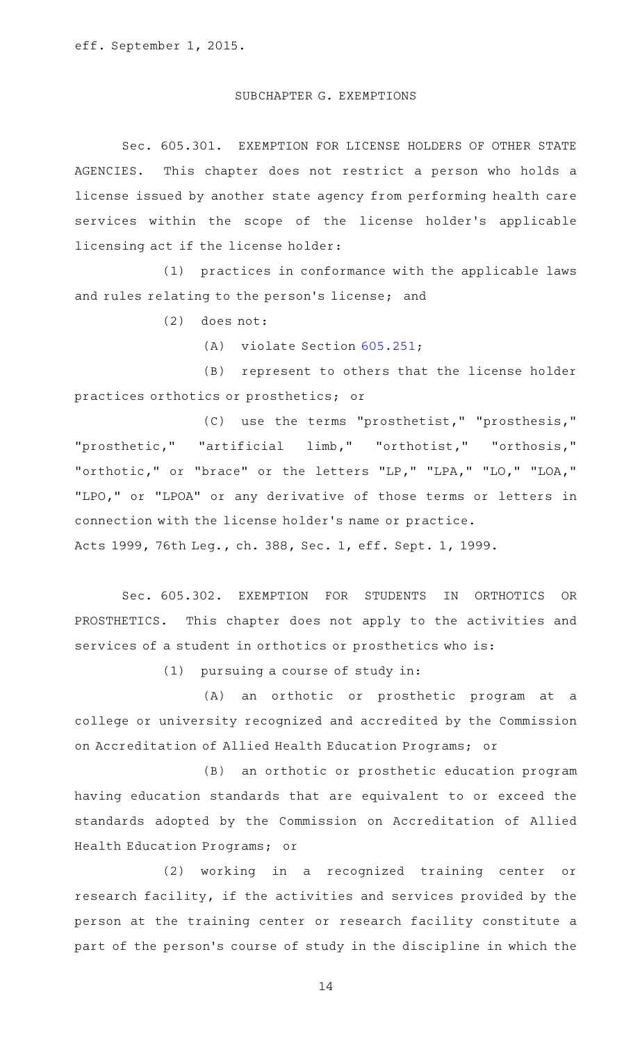eff. September 1, 2015.

## SUBCHAPTER G. EXEMPTIONS

Sec. 605.301. EXEMPTION FOR LICENSE HOLDERS OF OTHER STATE AGENCIES. This chapter does not restrict a person who holds a license issued by another state agency from performing health care services within the scope of the license holder's applicable licensing act if the license holder:

(1) practices in conformance with the applicable laws and rules relating to the person's license; and

(2) does not:

(A) violate Section 605.251;

(B) represent to others that the license holder practices orthotics or prosthetics; or

(C) use the terms "prosthetist," "prosthesis," "prosthetic," "artificial limb," "orthotist," "orthosis," "orthotic," or "brace" or the letters "LP," "LPA," "LO," "LOA," "LPO," or "LPOA" or any derivative of those terms or letters in connection with the license holder's name or practice.

Acts 1999, 76th Leg., ch. 388, Sec. 1, eff. Sept. 1, 1999.

Sec. 605.302. EXEMPTION FOR STUDENTS IN ORTHOTICS OR PROSTHETICS. This chapter does not apply to the activities and services of a student in orthotics or prosthetics who is:

(1) pursuing a course of study in:

(A) an orthotic or prosthetic program at a college or university recognized and accredited by the Commission on Accreditation of Allied Health Education Programs; or

(B) an orthotic or prosthetic education program having education standards that are equivalent to or exceed the standards adopted by the Commission on Accreditation of Allied Health Education Programs; or

(2) working in a recognized training center or research facility, if the activities and services provided by the person at the training center or research facility constitute a part of the person's course of study in the discipline in which the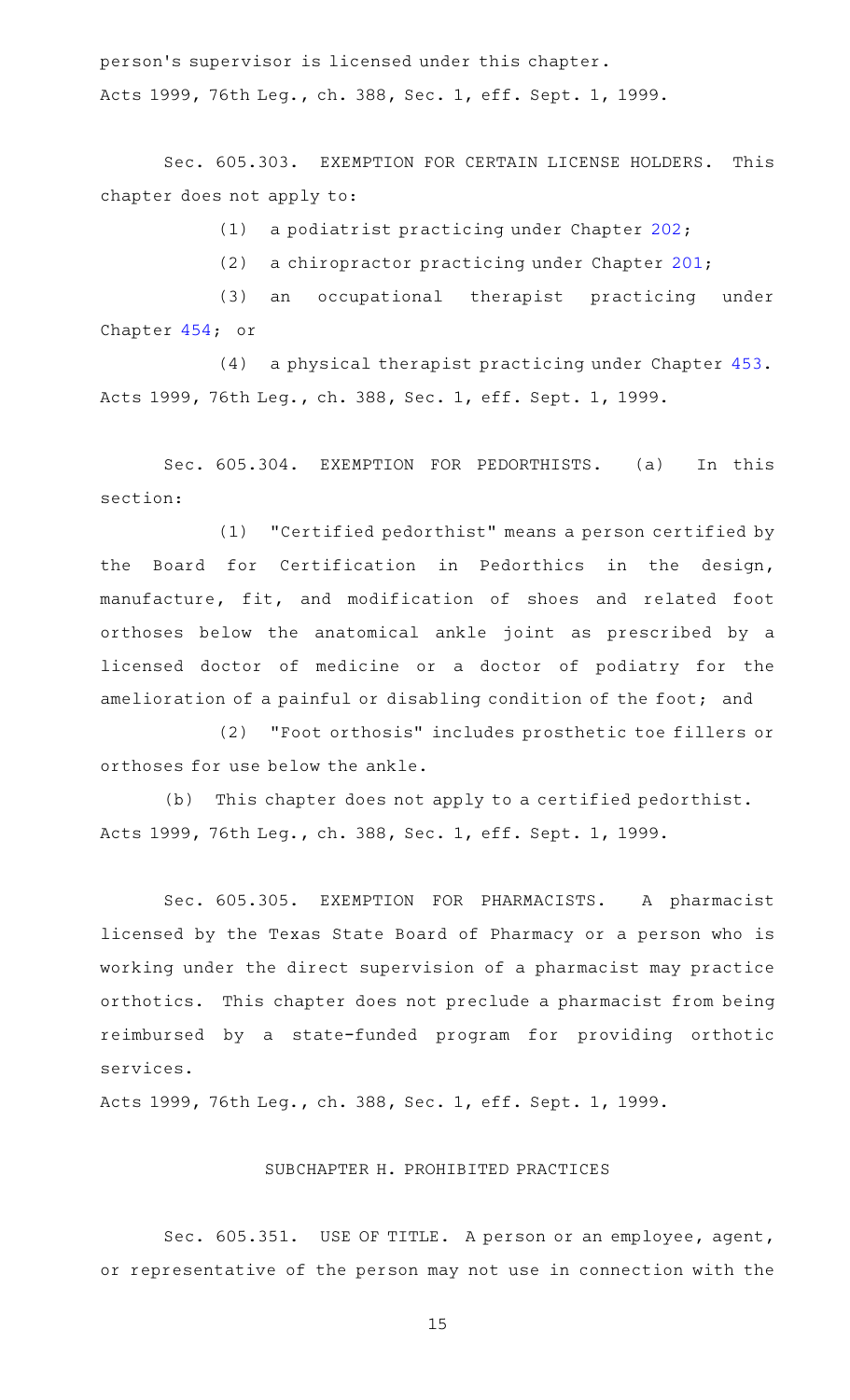person's supervisor is licensed under this chapter.
Acts 1999, 76th Leg., ch. 388, Sec. 1, eff. Sept. 1, 1999.

Sec. 605.303. EXEMPTION FOR CERTAIN LICENSE HOLDERS. This chapter does not apply to:

(1) a podiatrist practicing under Chapter 202;

(2) a chiropractor practicing under Chapter 201;

(3) an occupational therapist practicing under Chapter 454; or

(4) a physical therapist practicing under Chapter 453.

Acts 1999, 76th Leg., ch. 388, Sec. 1, eff. Sept. 1, 1999.

Sec. 605.304. EXEMPTION FOR PEDORTHISTS. (a) In this section:

(1) "Certified pedorthist" means a person certified by the Board for Certification in Pedorthics in the design, manufacture, fit, and modification of shoes and related foot orthoses below the anatomical ankle joint as prescribed by a licensed doctor of medicine or a doctor of podiatry for the amelioration of a painful or disabling condition of the foot; and

(2) "Foot orthosis" includes prosthetic toe fillers or orthoses for use below the ankle.

(b) This chapter does not apply to a certified pedorthist.

Acts 1999, 76th Leg., ch. 388, Sec. 1, eff. Sept. 1, 1999.

Sec. 605.305. EXEMPTION FOR PHARMACISTS. A pharmacist licensed by the Texas State Board of Pharmacy or a person who is working under the direct supervision of a pharmacist may practice orthotics. This chapter does not preclude a pharmacist from being reimbursed by a state-funded program for providing orthotic services.

Acts 1999, 76th Leg., ch. 388, Sec. 1, eff. Sept. 1, 1999.

## SUBCHAPTER H. PROHIBITED PRACTICES

Sec. 605.351. USE OF TITLE. A person or an employee, agent, or representative of the person may not use in connection with the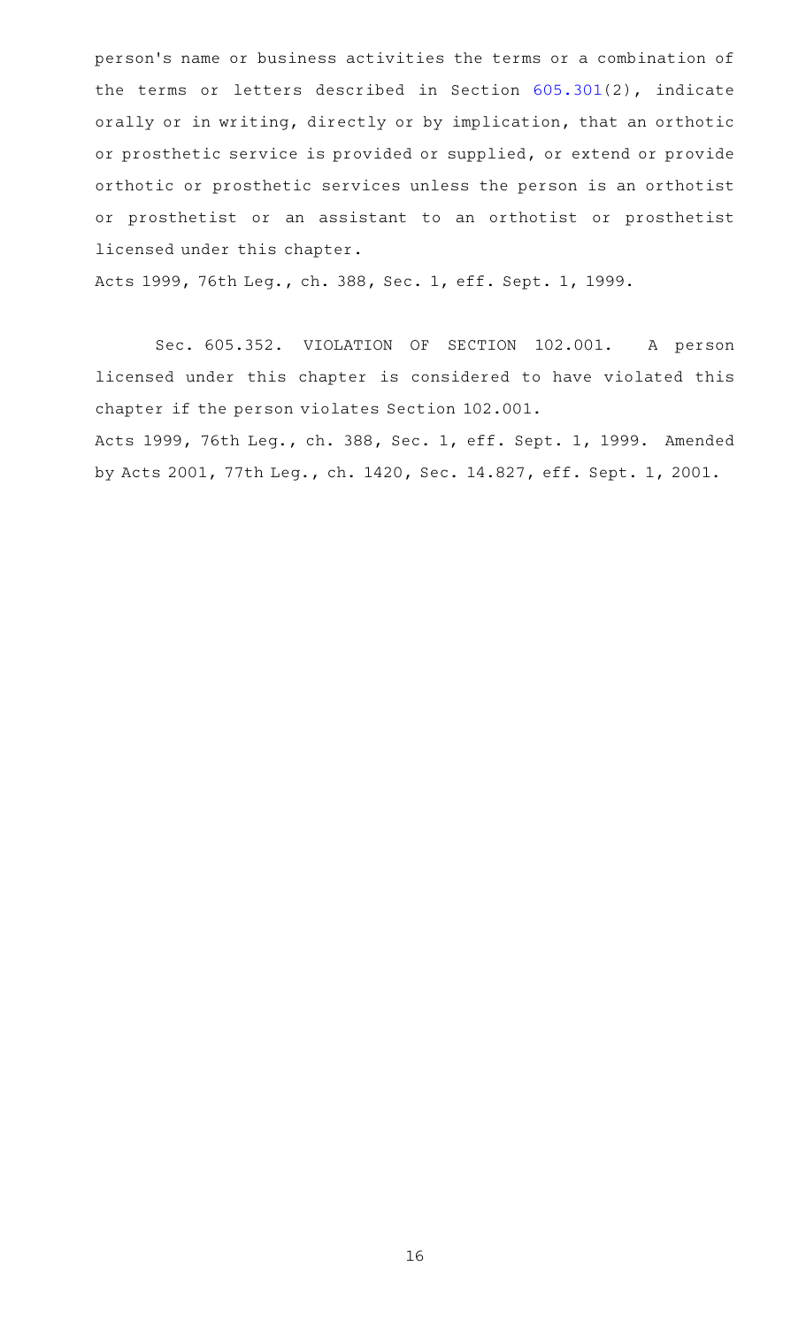person's name or business activities the terms or a combination of the terms or letters described in Section 605.301(2), indicate orally or in writing, directly or by implication, that an orthotic or prosthetic service is provided or supplied, or extend or provide orthotic or prosthetic services unless the person is an orthotist or prosthetist or an assistant to an orthotist or prosthetist licensed under this chapter.

Acts 1999, 76th Leg., ch. 388, Sec. 1, eff. Sept. 1, 1999.

Sec. 605.352. VIOLATION OF SECTION 102.001. A person licensed under this chapter is considered to have violated this chapter if the person violates Section 102.001.

Acts 1999, 76th Leg., ch. 388, Sec. 1, eff. Sept. 1, 1999. Amended by Acts 2001, 77th Leg., ch. 1420, Sec. 14.827, eff. Sept. 1, 2001.